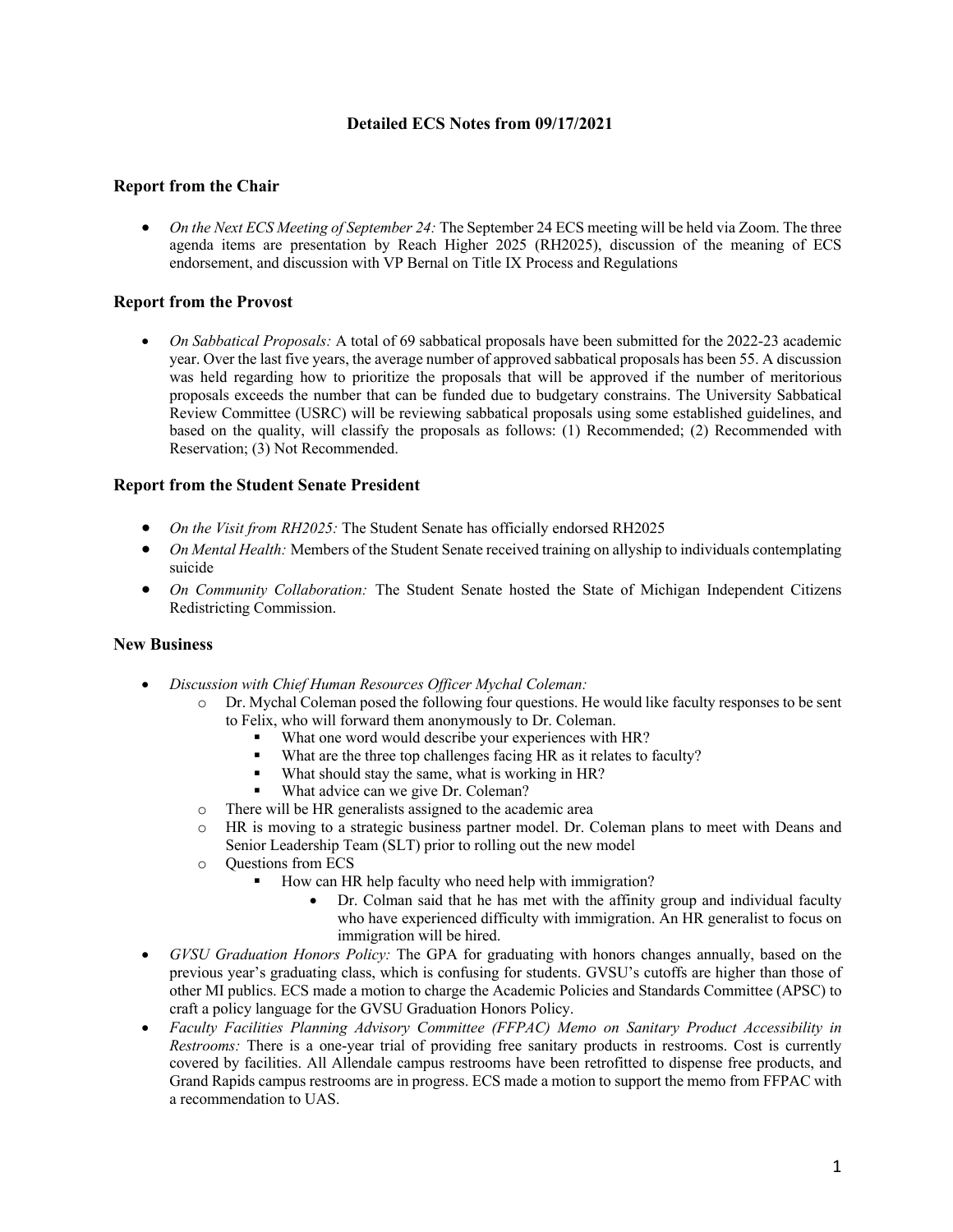# Detailed ECS Notes from 09/17/2021

## Report from the Chair

- *On the Next ECS Meeting of September 24:* The September 24 ECS meeting will be held via Zoom. The three agenda items are presentation by Reach Higher 2025 (RH2025), discussion of the meaning of ECS endorsement, and discussion with VP Bernal on Title IX Process and Regulations

## Report from the Provost

- *On Sabbatical Proposals:* A total of 69 sabbatical proposals have been submitted for the 2022-23 academic year. Over the last five years, the average number of approved sabbatical proposals has been 55. A discussion was held regarding how to prioritize the proposals that will be approved if the number of meritorious proposals exceeds the number that can be funded due to budgetary constrains. The University Sabbatical Review Committee (USRC) will be reviewing sabbatical proposals using some established guidelines, and based on the quality, will classify the proposals as follows: (1) Recommended; (2) Recommended with Reservation; (3) Not Recommended.

## Report from the Student Senate President

- *On the Visit from RH2025:* The Student Senate has officially endorsed RH2025
- *On Mental Health:* Members of the Student Senate received training on allyship to individuals contemplating suicide
- *On Community Collaboration:* The Student Senate hosted the State of Michigan Independent Citizens Redistricting Commission.

## New Business

- *Discussion with Chief Human Resources Officer Mychal Coleman:*
  - Dr. Mychal Coleman posed the following four questions. He would like faculty responses to be sent to Felix, who will forward them anonymously to Dr. Coleman.
    - What one word would describe your experiences with HR?
    - What are the three top challenges facing HR as it relates to faculty?
    - What should stay the same, what is working in HR?
    - What advice can we give Dr. Coleman?
  - There will be HR generalists assigned to the academic area
  - HR is moving to a strategic business partner model. Dr. Coleman plans to meet with Deans and Senior Leadership Team (SLT) prior to rolling out the new model
  - Questions from ECS
    - How can HR help faculty who need help with immigration?
      - Dr. Colman said that he has met with the affinity group and individual faculty who have experienced difficulty with immigration. An HR generalist to focus on immigration will be hired.
- *GVSU Graduation Honors Policy:* The GPA for graduating with honors changes annually, based on the previous year's graduating class, which is confusing for students. GVSU's cutoffs are higher than those of other MI publics. ECS made a motion to charge the Academic Policies and Standards Committee (APSC) to craft a policy language for the GVSU Graduation Honors Policy.
- *Faculty Facilities Planning Advisory Committee (FFPAC) Memo on Sanitary Product Accessibility in Restrooms:* There is a one-year trial of providing free sanitary products in restrooms. Cost is currently covered by facilities. All Allendale campus restrooms have been retrofitted to dispense free products, and Grand Rapids campus restrooms are in progress. ECS made a motion to support the memo from FFPAC with a recommendation to UAS.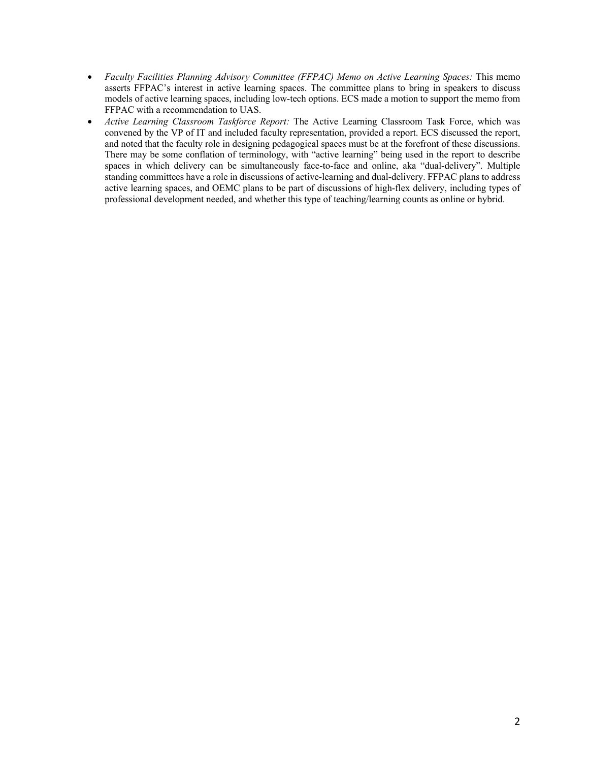- *Faculty Facilities Planning Advisory Committee (FFPAC) Memo on Active Learning Spaces:* This memo asserts FFPAC's interest in active learning spaces. The committee plans to bring in speakers to discuss models of active learning spaces, including low-tech options. ECS made a motion to support the memo from FFPAC with a recommendation to UAS.
- *Active Learning Classroom Taskforce Report:* The Active Learning Classroom Task Force, which was convened by the VP of IT and included faculty representation, provided a report. ECS discussed the report, and noted that the faculty role in designing pedagogical spaces must be at the forefront of these discussions. There may be some conflation of terminology, with "active learning" being used in the report to describe spaces in which delivery can be simultaneously face-to-face and online, aka "dual-delivery". Multiple standing committees have a role in discussions of active-learning and dual-delivery. FFPAC plans to address active learning spaces, and OEMC plans to be part of discussions of high-flex delivery, including types of professional development needed, and whether this type of teaching/learning counts as online or hybrid.